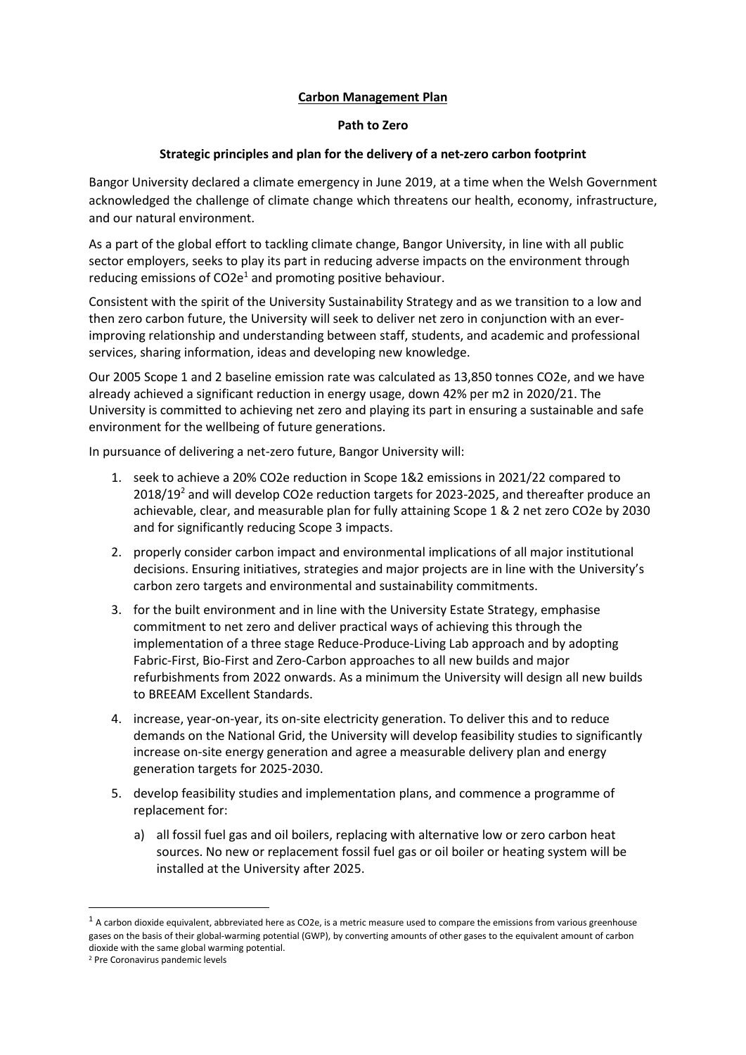**Carbon Management Plan**

**Path to Zero**

**Strategic principles and plan for the delivery of a net-zero carbon footprint**

Bangor University declared a climate emergency in June 2019, at a time when the Welsh Government acknowledged the challenge of climate change which threatens our health, economy, infrastructure, and our natural environment.

As a part of the global effort to tackling climate change, Bangor University, in line with all public sector employers, seeks to play its part in reducing adverse impacts on the environment through reducing emissions of $CO_2e$[1] and promoting positive behaviour.

Consistent with the spirit of the University Sustainability Strategy and as we transition to a low and then zero carbon future, the University will seek to deliver net zero in conjunction with an ever-improving relationship and understanding between staff, students, and academic and professional services, sharing information, ideas and developing new knowledge.

Our 2005 Scope 1 and 2 baseline emission rate was calculated as 13,850 tonnes $CO_2e$, and we have already achieved a significant reduction in energy usage, down 42% per m2 in 2020/21. The University is committed to achieving net zero and playing its part in ensuring a sustainable and safe environment for the wellbeing of future generations.

In pursuance of delivering a net-zero future, Bangor University will:

1. seek to achieve a 20% $CO_2e$ reduction in Scope 1&2 emissions in 2021/22 compared to 2018/19[2] and will develop $CO_2e$ reduction targets for 2023-2025, and thereafter produce an achievable, clear, and measurable plan for fully attaining Scope 1 & 2 net zero $CO_2e$ by 2030 and for significantly reducing Scope 3 impacts.
2. properly consider carbon impact and environmental implications of all major institutional decisions. Ensuring initiatives, strategies and major projects are in line with the University's carbon zero targets and environmental and sustainability commitments.
3. for the built environment and in line with the University Estate Strategy, emphasise commitment to net zero and deliver practical ways of achieving this through the implementation of a three stage Reduce-Produce-Living Lab approach and by adopting Fabric-First, Bio-First and Zero-Carbon approaches to all new builds and major refurbishments from 2022 onwards. As a minimum the University will design all new builds to BREEAM Excellent Standards.
4. increase, year-on-year, its on-site electricity generation. To deliver this and to reduce demands on the National Grid, the University will develop feasibility studies to significantly increase on-site energy generation and agree a measurable delivery plan and energy generation targets for 2025-2030.
5. develop feasibility studies and implementation plans, and commence a programme of replacement for:
   a) all fossil fuel gas and oil boilers, replacing with alternative low or zero carbon heat sources. No new or replacement fossil fuel gas or oil boiler or heating system will be installed at the University after 2025.

---

[1] A carbon dioxide equivalent, abbreviated here as $CO_2e$, is a metric measure used to compare the emissions from various greenhouse gases on the basis of their global-warming potential (GWP), by converting amounts of other gases to the equivalent amount of carbon dioxide with the same global warming potential.

[2] Pre Coronavirus pandemic levels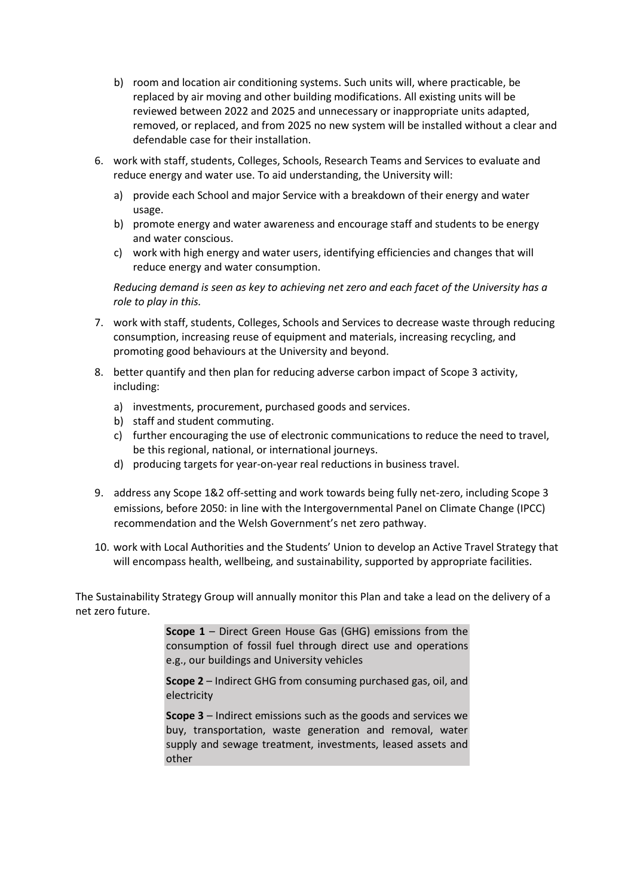b) room and location air conditioning systems. Such units will, where practicable, be replaced by air moving and other building modifications. All existing units will be reviewed between 2022 and 2025 and unnecessary or inappropriate units adapted, removed, or replaced, and from 2025 no new system will be installed without a clear and defendable case for their installation.

6. work with staff, students, Colleges, Schools, Research Teams and Services to evaluate and reduce energy and water use. To aid understanding, the University will:
   a) provide each School and major Service with a breakdown of their energy and water usage.
   b) promote energy and water awareness and encourage staff and students to be energy and water conscious.
   c) work with high energy and water users, identifying efficiencies and changes that will reduce energy and water consumption.

   *Reducing demand is seen as key to achieving net zero and each facet of the University has a role to play in this.*

7. work with staff, students, Colleges, Schools and Services to decrease waste through reducing consumption, increasing reuse of equipment and materials, increasing recycling, and promoting good behaviours at the University and beyond.
8. better quantify and then plan for reducing adverse carbon impact of Scope 3 activity, including:
   a) investments, procurement, purchased goods and services.
   b) staff and student commuting.
   c) further encouraging the use of electronic communications to reduce the need to travel, be this regional, national, or international journeys.
   d) producing targets for year-on-year real reductions in business travel.
9. address any Scope 1&2 off-setting and work towards being fully net-zero, including Scope 3 emissions, before 2050: in line with the Intergovernmental Panel on Climate Change (IPCC) recommendation and the Welsh Government's net zero pathway.
10. work with Local Authorities and the Students' Union to develop an Active Travel Strategy that will encompass health, wellbeing, and sustainability, supported by appropriate facilities.

The Sustainability Strategy Group will annually monitor this Plan and take a lead on the delivery of a net zero future.

**Scope 1** – Direct Green House Gas (GHG) emissions from the consumption of fossil fuel through direct use and operations e.g., our buildings and University vehicles

**Scope 2** – Indirect GHG from consuming purchased gas, oil, and electricity

**Scope 3** – Indirect emissions such as the goods and services we buy, transportation, waste generation and removal, water supply and sewage treatment, investments, leased assets and other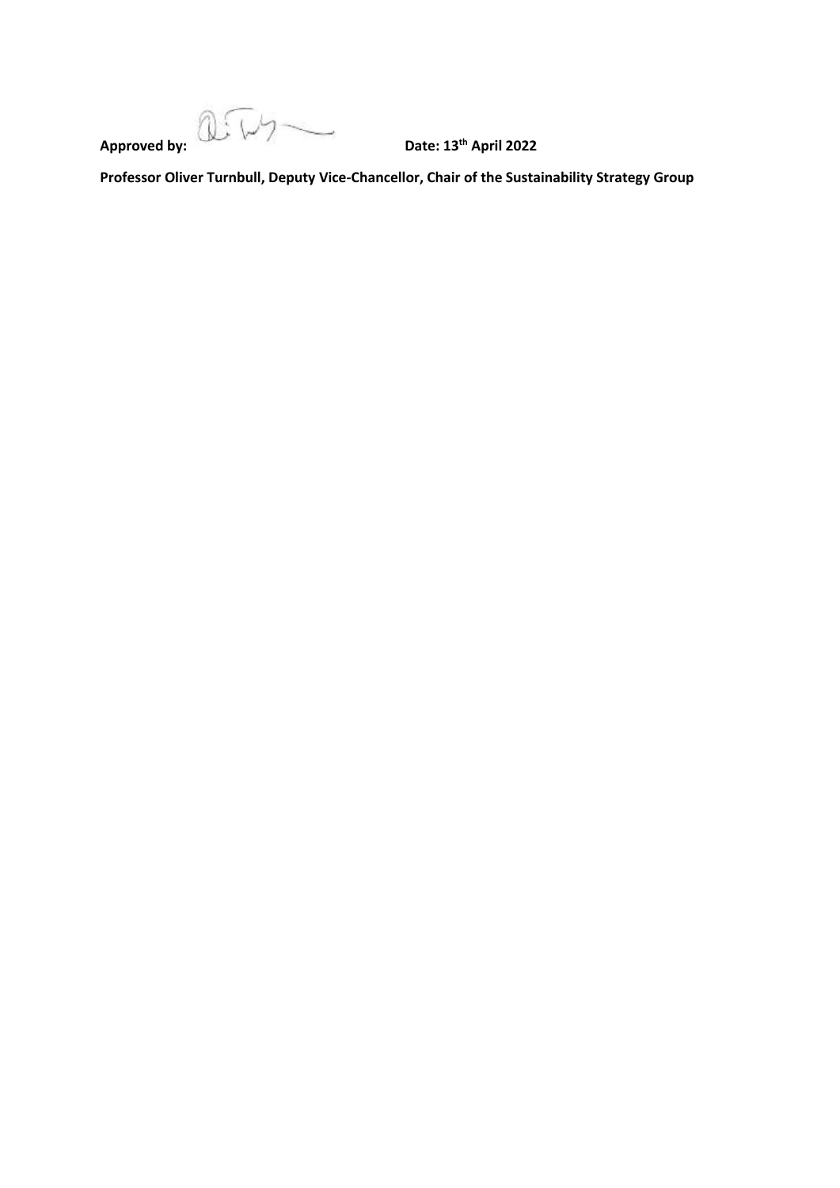**Approved by:** **Date: 13th April 2022**

**Professor Oliver Turnbull, Deputy Vice-Chancellor, Chair of the Sustainability Strategy Group**